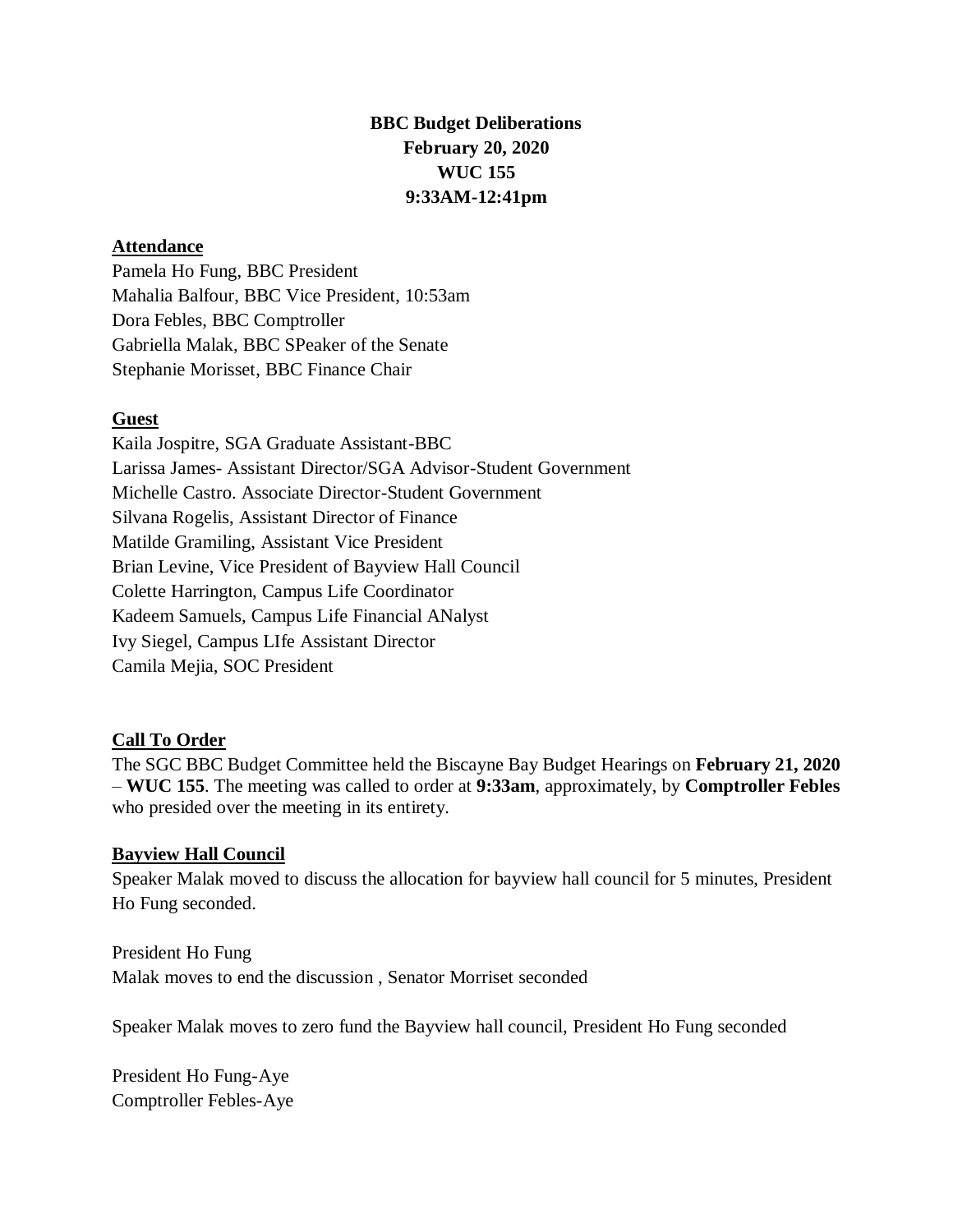**BBC Budget Deliberations**
**February 20, 2020**
**WUC 155**
**9:33AM-12:41pm**

**Attendance**

Pamela Ho Fung, BBC President
Mahalia Balfour, BBC Vice President, 10:53am
Dora Febles, BBC Comptroller
Gabriella Malak, BBC SPeaker of the Senate
Stephanie Morisset, BBC Finance Chair

**Guest**

Kaila Jospitre, SGA Graduate Assistant-BBC
Larissa James- Assistant Director/SGA Advisor-Student Government
Michelle Castro. Associate Director-Student Government
Silvana Rogelis, Assistant Director of Finance
Matilde Gramiling, Assistant Vice President
Brian Levine, Vice President of Bayview Hall Council
Colette Harrington, Campus Life Coordinator
Kadeem Samuels, Campus Life Financial ANalyst
Ivy Siegel, Campus LIfe Assistant Director
Camila Mejia, SOC President

**Call To Order**

The SGC BBC Budget Committee held the Biscayne Bay Budget Hearings on **February 21, 2020** – **WUC 155**. The meeting was called to order at **9:33am**, approximately, by **Comptroller Febles** who presided over the meeting in its entirety.

**Bayview Hall Council**

Speaker Malak moved to discuss the allocation for bayview hall council for 5 minutes, President Ho Fung seconded.

President Ho Fung
Malak moves to end the discussion , Senator Morriset seconded

Speaker Malak moves to zero fund the Bayview hall council, President Ho Fung seconded

President Ho Fung-Aye
Comptroller Febles-Aye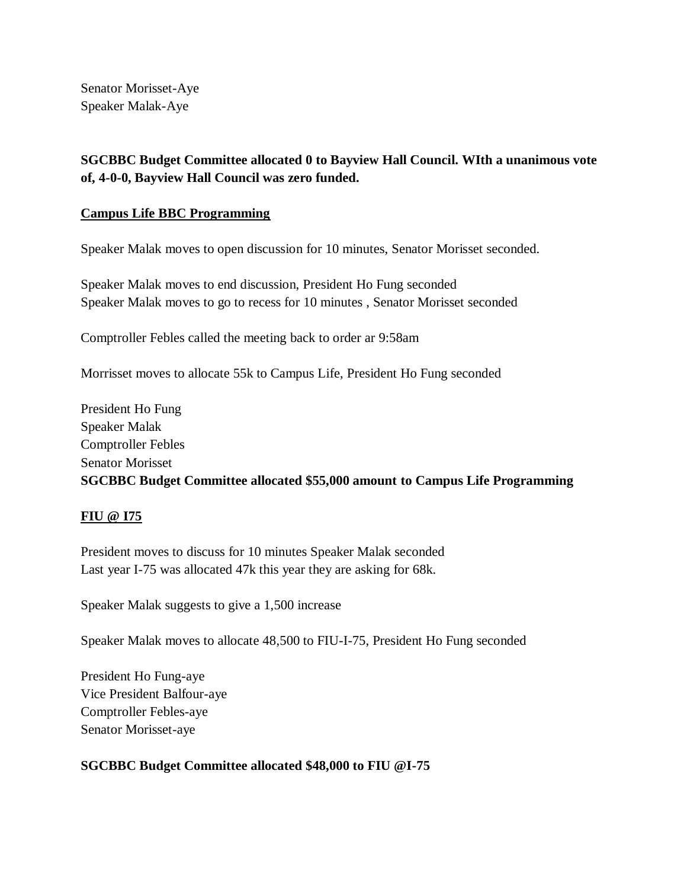Senator Morisset-Aye
Speaker Malak-Aye

**SGCBBC Budget Committee allocated 0 to Bayview Hall Council. WIth a unanimous vote of, 4-0-0, Bayview Hall Council was zero funded.**

**<u>Campus Life BBC Programming</u>**

Speaker Malak moves to open discussion for 10 minutes, Senator Morisset seconded.

Speaker Malak moves to end discussion, President Ho Fung seconded
Speaker Malak moves to go to recess for 10 minutes , Senator Morisset seconded

Comptroller Febles called the meeting back to order ar 9:58am

Morrisset moves to allocate 55k to Campus Life, President Ho Fung seconded

President Ho Fung
Speaker Malak
Comptroller Febles
Senator Morisset
**SGCBBC Budget Committee allocated $55,000 amount to Campus Life Programming**

**<u>FIU @ I75</u>**

President moves to discuss for 10 minutes Speaker Malak seconded
Last year I-75 was allocated 47k this year they are asking for 68k.

Speaker Malak suggests to give a 1,500 increase

Speaker Malak moves to allocate 48,500 to FIU-I-75, President Ho Fung seconded

President Ho Fung-aye
Vice President Balfour-aye
Comptroller Febles-aye
Senator Morisset-aye

**SGCBBC Budget Committee allocated $48,000 to FIU @I-75**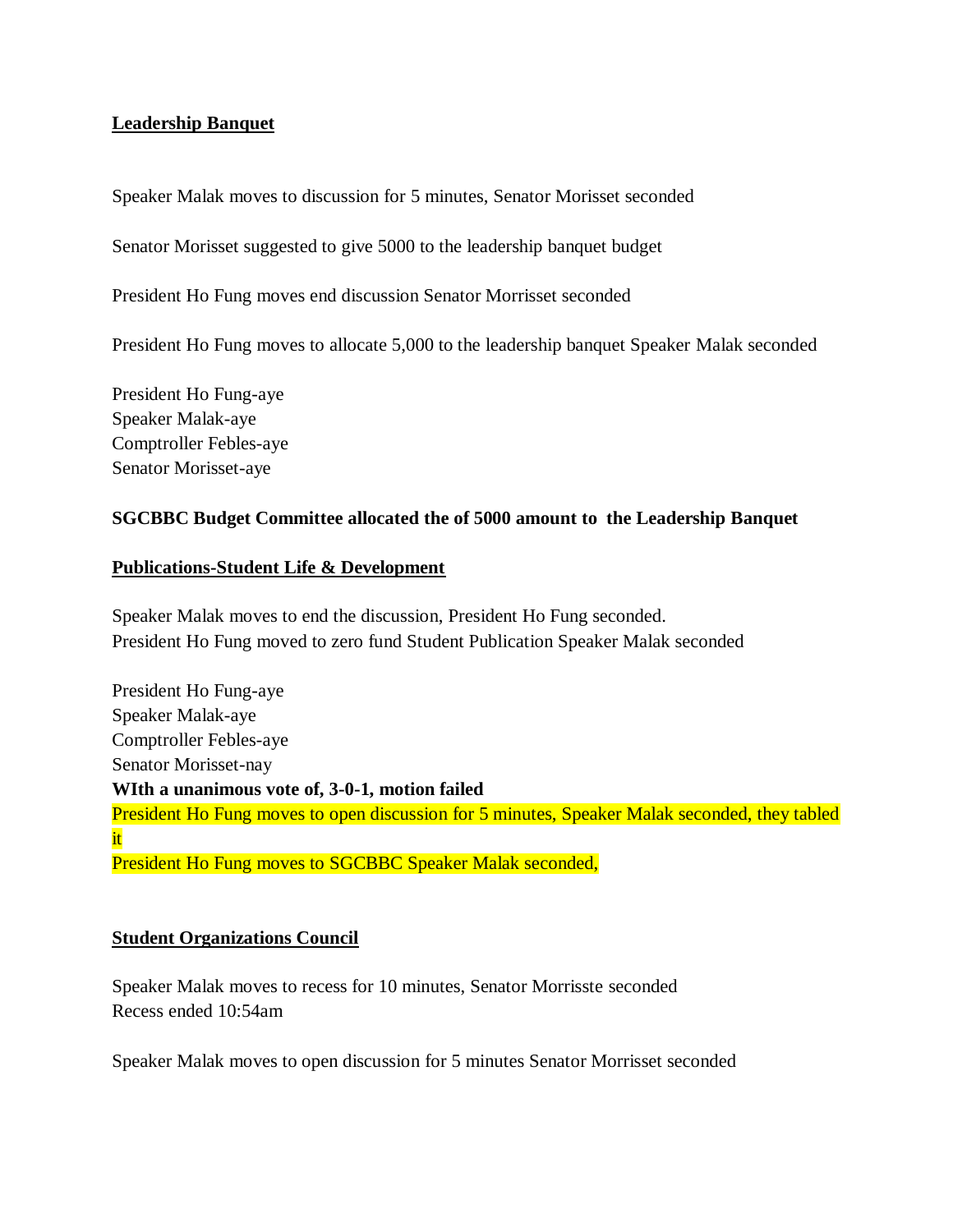**Leadership Banquet**

Speaker Malak moves to discussion for 5 minutes, Senator Morisset seconded

Senator Morisset suggested to give 5000 to the leadership banquet budget

President Ho Fung moves end discussion Senator Morrisset seconded

President Ho Fung moves to allocate 5,000 to the leadership banquet Speaker Malak seconded

President Ho Fung-aye
Speaker Malak-aye
Comptroller Febles-aye
Senator Morisset-aye

**SGCBBC Budget Committee allocated the of 5000 amount to the Leadership Banquet**

**Publications-Student Life & Development**

Speaker Malak moves to end the discussion, President Ho Fung seconded.
President Ho Fung moved to zero fund Student Publication Speaker Malak seconded

President Ho Fung-aye
Speaker Malak-aye
Comptroller Febles-aye
Senator Morisset-nay
**WIth a unanimous vote of, 3-0-1, motion failed**
President Ho Fung moves to open discussion for 5 minutes, Speaker Malak seconded, they tabled it
President Ho Fung moves to SGCBBC Speaker Malak seconded,

**Student Organizations Council**

Speaker Malak moves to recess for 10 minutes, Senator Morrisste seconded
Recess ended 10:54am

Speaker Malak moves to open discussion for 5 minutes Senator Morrisset seconded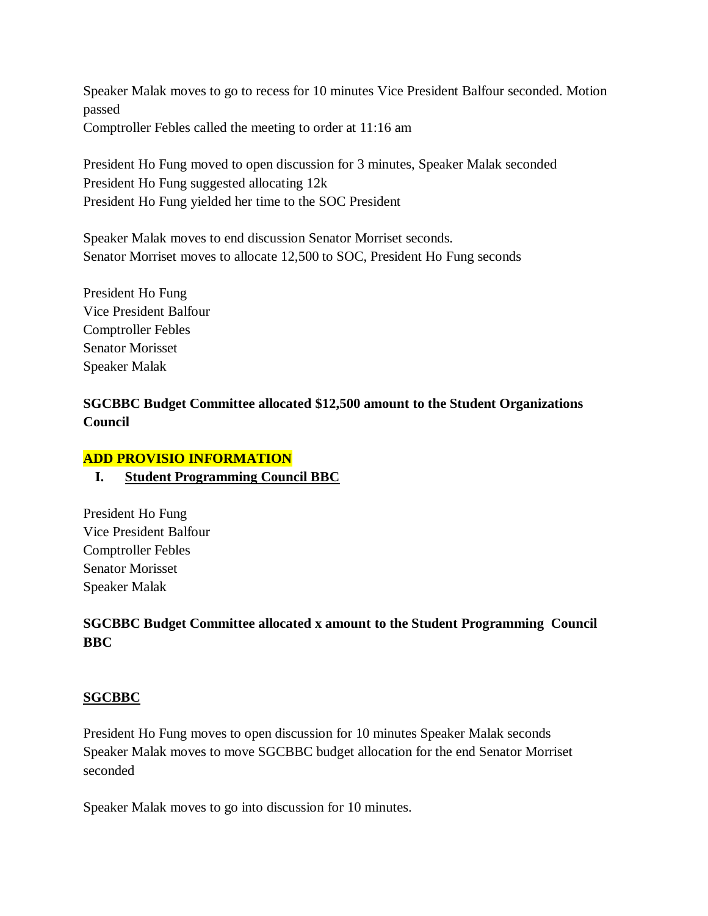Speaker Malak moves to go to recess for 10 minutes Vice President Balfour seconded. Motion passed

Comptroller Febles called the meeting to order at 11:16 am

President Ho Fung moved to open discussion for 3 minutes, Speaker Malak seconded

President Ho Fung suggested allocating 12k

President Ho Fung yielded her time to the SOC President

Speaker Malak moves to end discussion Senator Morriset seconds.

Senator Morriset moves to allocate 12,500 to SOC, President Ho Fung seconds

President Ho Fung

Vice President Balfour

Comptroller Febles

Senator Morisset

Speaker Malak

**SGCBBC Budget Committee allocated $12,500 amount to the Student Organizations Council**

**ADD PROVISIO INFORMATION**

**I. <u>Student Programming Council BBC</u>**

President Ho Fung

Vice President Balfour

Comptroller Febles

Senator Morisset

Speaker Malak

**SGCBBC Budget Committee allocated x amount to the Student Programming Council BBC**

**<u>SGCBBC</u>**

President Ho Fung moves to open discussion for 10 minutes Speaker Malak seconds

Speaker Malak moves to move SGCBBC budget allocation for the end Senator Morriset seconded

Speaker Malak moves to go into discussion for 10 minutes.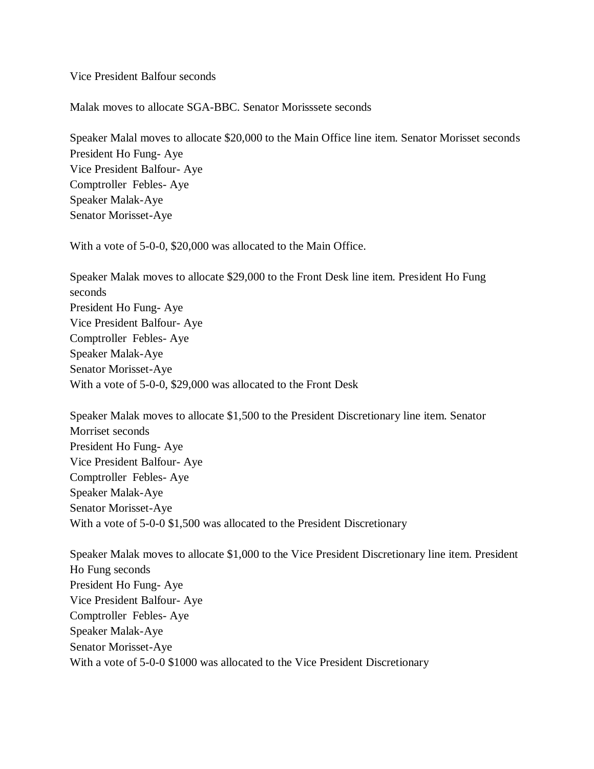Vice President Balfour seconds

Malak moves to allocate SGA-BBC. Senator Morisssete seconds

Speaker Malal moves to allocate $20,000 to the Main Office line item. Senator Morisset seconds
President Ho Fung- Aye
Vice President Balfour- Aye
Comptroller Febles- Aye
Speaker Malak-Aye
Senator Morisset-Aye

With a vote of 5-0-0, $20,000 was allocated to the Main Office.

Speaker Malak moves to allocate $29,000 to the Front Desk line item. President Ho Fung seconds
President Ho Fung- Aye
Vice President Balfour- Aye
Comptroller Febles- Aye
Speaker Malak-Aye
Senator Morisset-Aye
With a vote of 5-0-0, $29,000 was allocated to the Front Desk

Speaker Malak moves to allocate $1,500 to the President Discretionary line item. Senator Morriset seconds
President Ho Fung- Aye
Vice President Balfour- Aye
Comptroller Febles- Aye
Speaker Malak-Aye
Senator Morisset-Aye
With a vote of 5-0-0 $1,500 was allocated to the President Discretionary

Speaker Malak moves to allocate $1,000 to the Vice President Discretionary line item. President Ho Fung seconds
President Ho Fung- Aye
Vice President Balfour- Aye
Comptroller Febles- Aye
Speaker Malak-Aye
Senator Morisset-Aye
With a vote of 5-0-0 $1000 was allocated to the Vice President Discretionary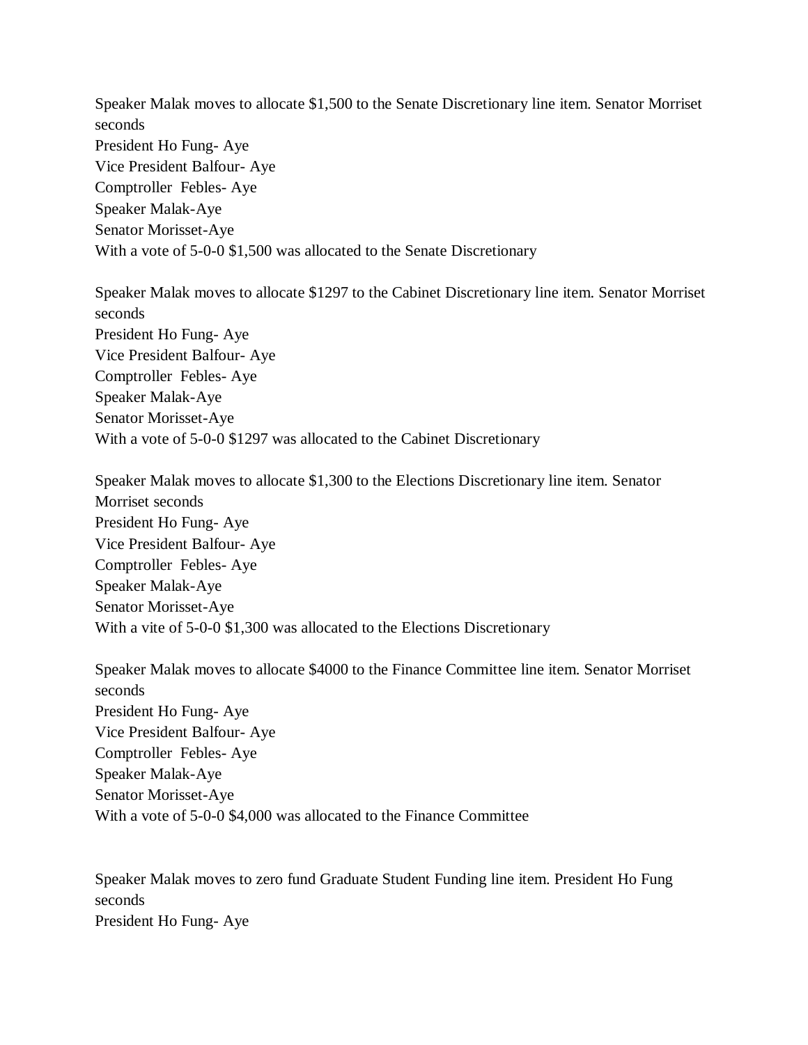Speaker Malak moves to allocate $1,500 to the Senate Discretionary line item. Senator Morriset seconds

President Ho Fung- Aye
Vice President Balfour- Aye
Comptroller Febles- Aye
Speaker Malak-Aye
Senator Morisset-Aye
With a vote of 5-0-0 $1,500 was allocated to the Senate Discretionary

Speaker Malak moves to allocate $1297 to the Cabinet Discretionary line item. Senator Morriset seconds

President Ho Fung- Aye
Vice President Balfour- Aye
Comptroller Febles- Aye
Speaker Malak-Aye
Senator Morisset-Aye
With a vote of 5-0-0 $1297 was allocated to the Cabinet Discretionary

Speaker Malak moves to allocate $1,300 to the Elections Discretionary line item. Senator Morriset seconds

President Ho Fung- Aye
Vice President Balfour- Aye
Comptroller Febles- Aye
Speaker Malak-Aye
Senator Morisset-Aye
With a vite of 5-0-0 $1,300 was allocated to the Elections Discretionary

Speaker Malak moves to allocate $4000 to the Finance Committee line item. Senator Morriset seconds

President Ho Fung- Aye
Vice President Balfour- Aye
Comptroller Febles- Aye
Speaker Malak-Aye
Senator Morisset-Aye
With a vote of 5-0-0 $4,000 was allocated to the Finance Committee

Speaker Malak moves to zero fund Graduate Student Funding line item. President Ho Fung seconds

President Ho Fung- Aye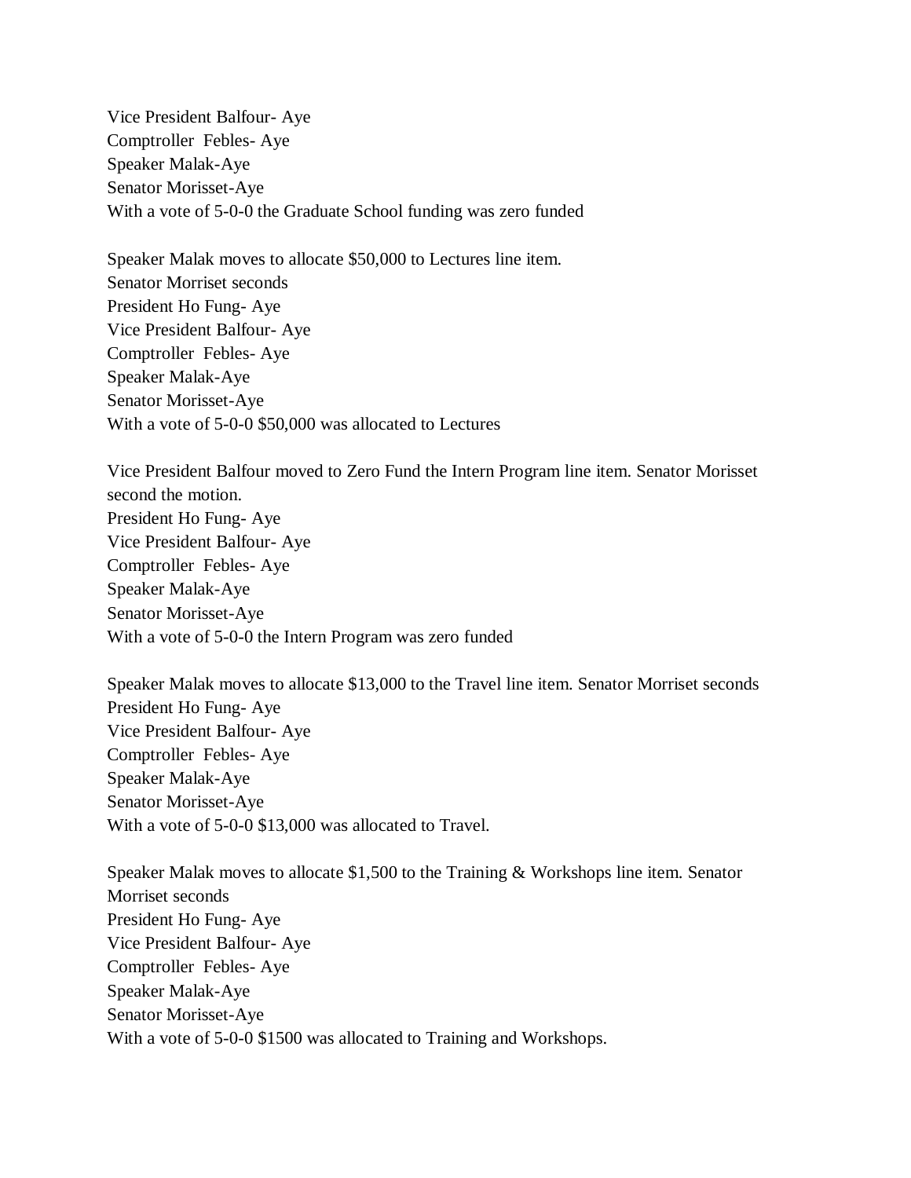Vice President Balfour- Aye
Comptroller  Febles- Aye
Speaker Malak-Aye
Senator Morisset-Aye
With a vote of 5-0-0 the Graduate School funding was zero funded

Speaker Malak moves to allocate $50,000 to Lectures line item.
Senator Morriset seconds
President Ho Fung- Aye
Vice President Balfour- Aye
Comptroller  Febles- Aye
Speaker Malak-Aye
Senator Morisset-Aye
With a vote of 5-0-0 $50,000 was allocated to Lectures

Vice President Balfour moved to Zero Fund the Intern Program line item. Senator Morisset second the motion.
President Ho Fung- Aye
Vice President Balfour- Aye
Comptroller  Febles- Aye
Speaker Malak-Aye
Senator Morisset-Aye
With a vote of 5-0-0 the Intern Program was zero funded

Speaker Malak moves to allocate $13,000 to the Travel line item. Senator Morriset seconds
President Ho Fung- Aye
Vice President Balfour- Aye
Comptroller  Febles- Aye
Speaker Malak-Aye
Senator Morisset-Aye
With a vote of 5-0-0 $13,000 was allocated to Travel.

Speaker Malak moves to allocate $1,500 to the Training & Workshops line item. Senator Morriset seconds
President Ho Fung- Aye
Vice President Balfour- Aye
Comptroller  Febles- Aye
Speaker Malak-Aye
Senator Morisset-Aye
With a vote of 5-0-0 $1500 was allocated to Training and Workshops.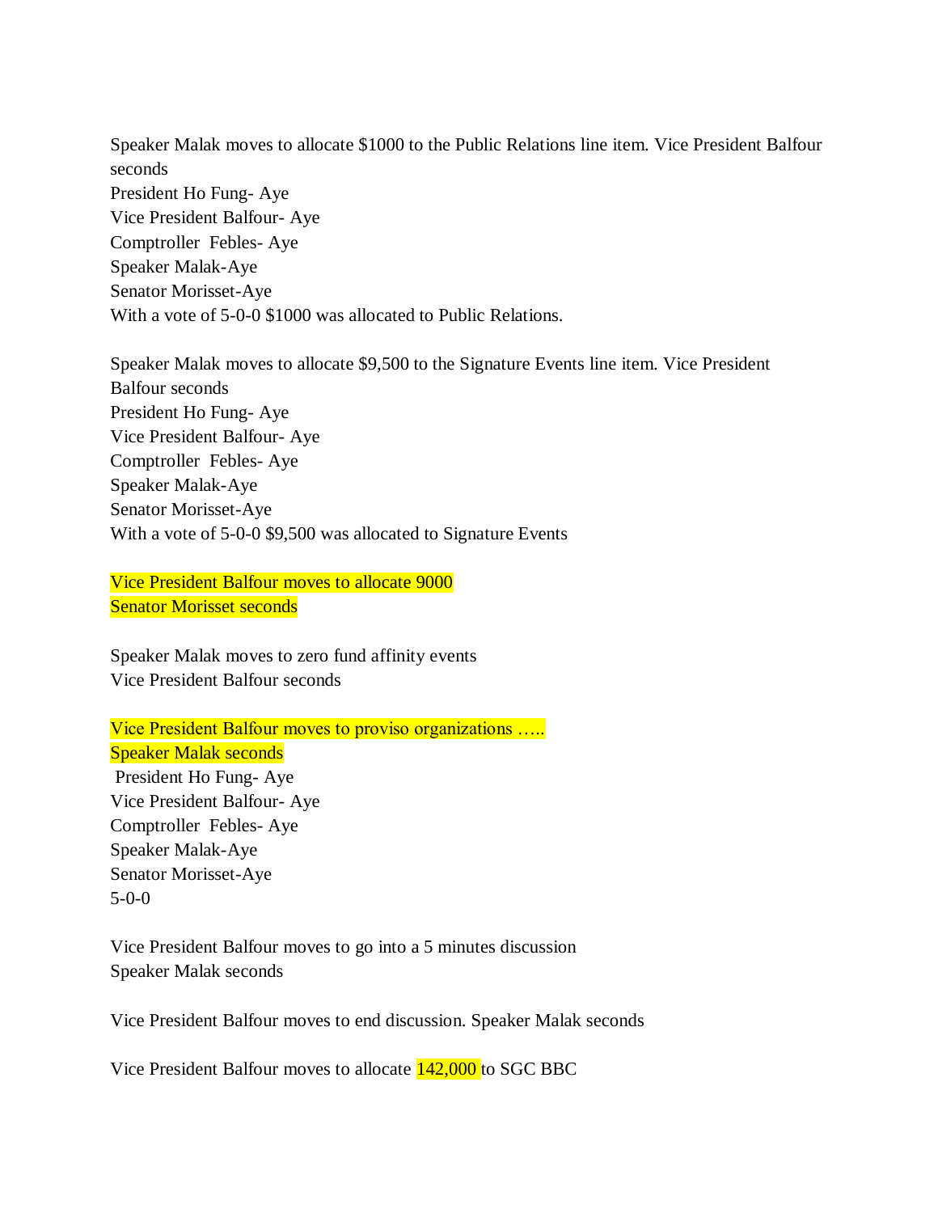Speaker Malak moves to allocate $1000 to the Public Relations line item. Vice President Balfour seconds

President Ho Fung- Aye
Vice President Balfour- Aye
Comptroller Febles- Aye
Speaker Malak-Aye
Senator Morisset-Aye
With a vote of 5-0-0 $1000 was allocated to Public Relations.

Speaker Malak moves to allocate $9,500 to the Signature Events line item. Vice President Balfour seconds

President Ho Fung- Aye
Vice President Balfour- Aye
Comptroller Febles- Aye
Speaker Malak-Aye
Senator Morisset-Aye
With a vote of 5-0-0 $9,500 was allocated to Signature Events

Vice President Balfour moves to allocate 9000
Senator Morisset seconds

Speaker Malak moves to zero fund affinity events
Vice President Balfour seconds

Vice President Balfour moves to proviso organizations …..
Speaker Malak seconds
President Ho Fung- Aye
Vice President Balfour- Aye
Comptroller Febles- Aye
Speaker Malak-Aye
Senator Morisset-Aye
5-0-0

Vice President Balfour moves to go into a 5 minutes discussion
Speaker Malak seconds

Vice President Balfour moves to end discussion. Speaker Malak seconds

Vice President Balfour moves to allocate 142,000 to SGC BBC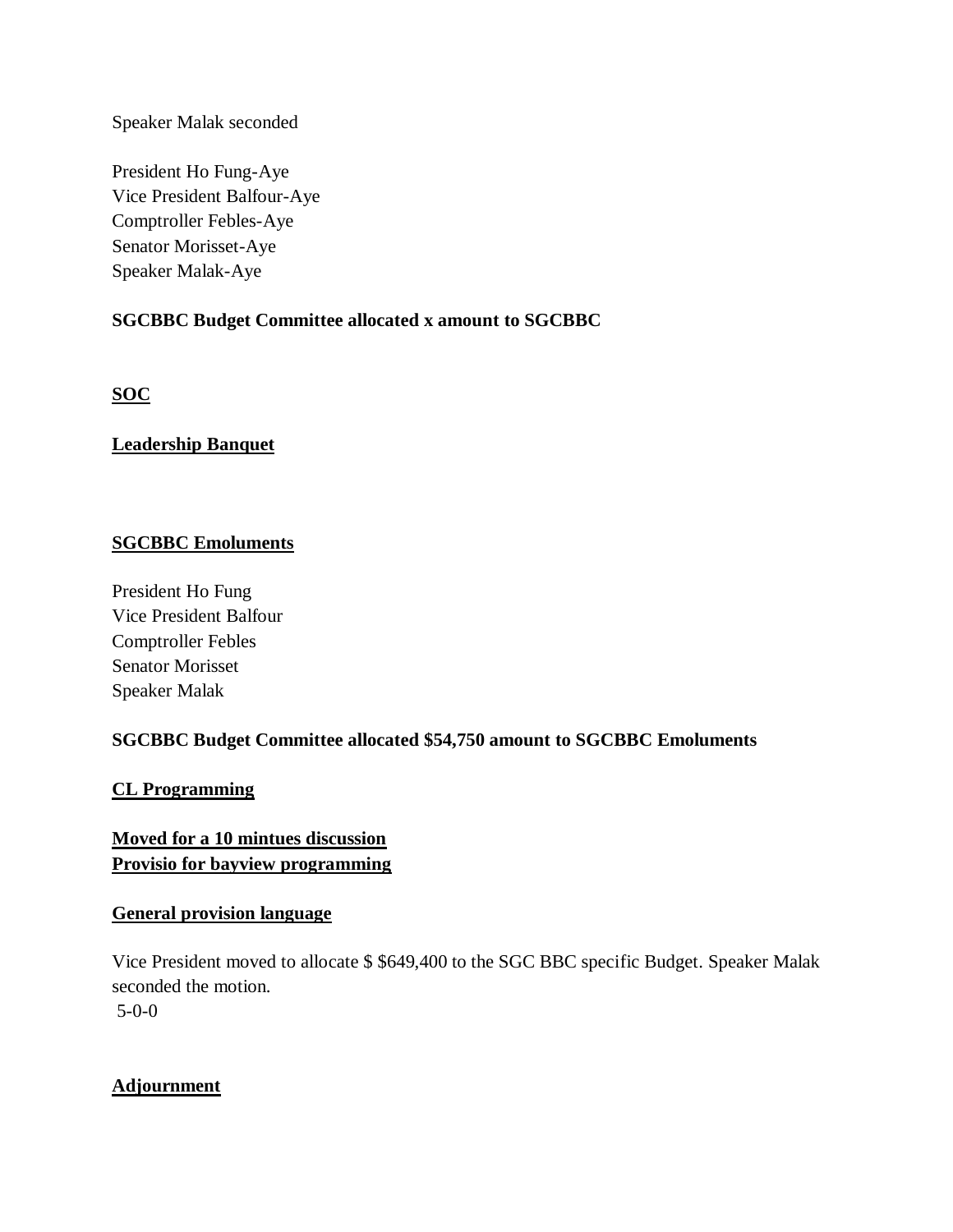Speaker Malak seconded

President Ho Fung-Aye
Vice President Balfour-Aye
Comptroller Febles-Aye
Senator Morisset-Aye
Speaker Malak-Aye

**SGCBBC Budget Committee allocated x amount to SGCBBC**

**<u>SOC</u>**

**<u>Leadership Banquet</u>**

**<u>SGCBBC Emoluments</u>**

President Ho Fung
Vice President Balfour
Comptroller Febles
Senator Morisset
Speaker Malak

**SGCBBC Budget Committee allocated $54,750 amount to SGCBBC Emoluments**

**<u>CL Programming</u>**

**<u>Moved for a 10 mintues discussion</u>**
**<u>Provisio for bayview programming</u>**

**<u>General provision language</u>**

Vice President moved to allocate $ $649,400 to the SGC BBC specific Budget. Speaker Malak seconded the motion.
5-0-0

**<u>Adjournment</u>**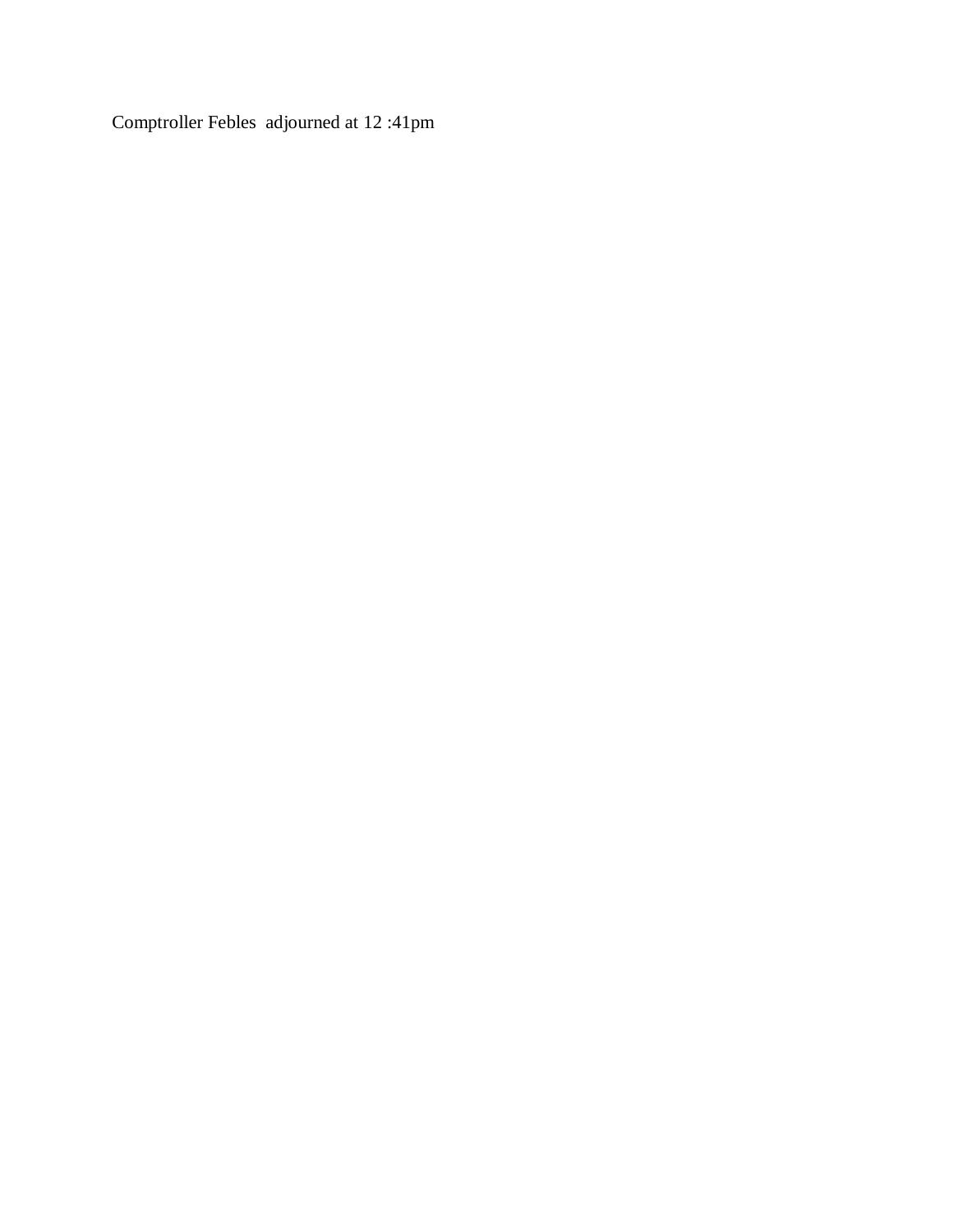Comptroller Febles  adjourned at 12 :41pm